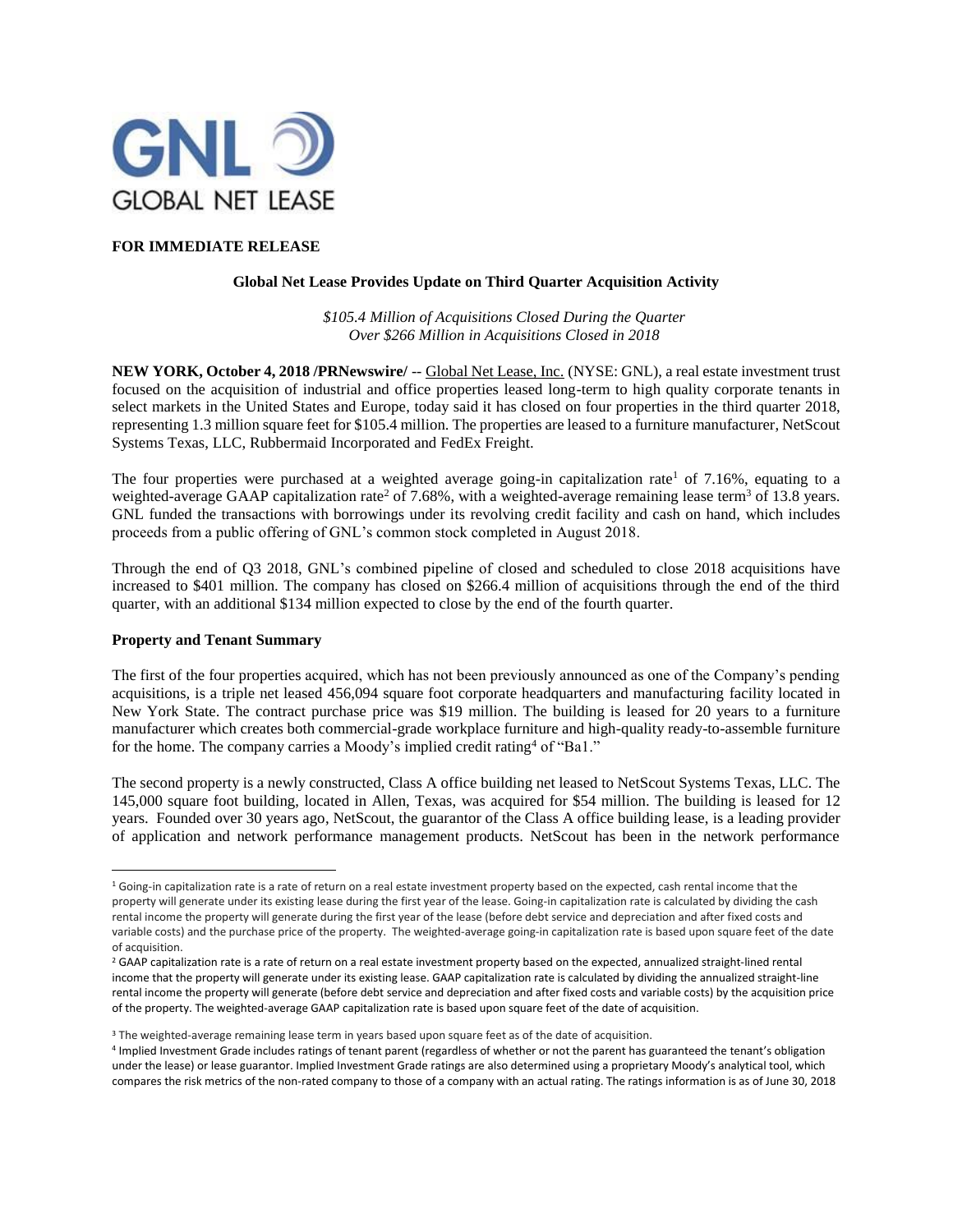GNL GLOBAL NET LEASE

**FOR IMMEDIATE RELEASE**

**Global Net Lease Provides Update on Third Quarter Acquisition Activity**

*$105.4 Million of Acquisitions Closed During the Quarter*
*Over $266 Million in Acquisitions Closed in 2018*

**NEW YORK, October 4, 2018 /PRNewswire/** -- Global Net Lease, Inc. (NYSE: GNL), a real estate investment trust focused on the acquisition of industrial and office properties leased long-term to high quality corporate tenants in select markets in the United States and Europe, today said it has closed on four properties in the third quarter 2018, representing 1.3 million square feet for $105.4 million. The properties are leased to a furniture manufacturer, NetScout Systems Texas, LLC, Rubbermaid Incorporated and FedEx Freight.

The four properties were purchased at a weighted average going-in capitalization rate[1] of 7.16%, equating to a weighted-average GAAP capitalization rate[2] of 7.68%, with a weighted-average remaining lease term[3] of 13.8 years. GNL funded the transactions with borrowings under its revolving credit facility and cash on hand, which includes proceeds from a public offering of GNL's common stock completed in August 2018.

Through the end of Q3 2018, GNL's combined pipeline of closed and scheduled to close 2018 acquisitions have increased to $401 million. The company has closed on $266.4 million of acquisitions through the end of the third quarter, with an additional $134 million expected to close by the end of the fourth quarter.

## Property and Tenant Summary

The first of the four properties acquired, which has not been previously announced as one of the Company's pending acquisitions, is a triple net leased 456,094 square foot corporate headquarters and manufacturing facility located in New York State. The contract purchase price was $19 million. The building is leased for 20 years to a furniture manufacturer which creates both commercial-grade workplace furniture and high-quality ready-to-assemble furniture for the home. The company carries a Moody's implied credit rating[4] of "Ba1."

The second property is a newly constructed, Class A office building net leased to NetScout Systems Texas, LLC. The 145,000 square foot building, located in Allen, Texas, was acquired for $54 million. The building is leased for 12 years. Founded over 30 years ago, NetScout, the guarantor of the Class A office building lease, is a leading provider of application and network performance management products. NetScout has been in the network performance

---

[1] Going-in capitalization rate is a rate of return on a real estate investment property based on the expected, cash rental income that the property will generate under its existing lease during the first year of the lease. Going-in capitalization rate is calculated by dividing the cash rental income the property will generate during the first year of the lease (before debt service and depreciation and after fixed costs and variable costs) and the purchase price of the property. The weighted-average going-in capitalization rate is based upon square feet of the date of acquisition.

[2] GAAP capitalization rate is a rate of return on a real estate investment property based on the expected, annualized straight-lined rental income that the property will generate under its existing lease. GAAP capitalization rate is calculated by dividing the annualized straight-line rental income the property will generate (before debt service and depreciation and after fixed costs and variable costs) by the acquisition price of the property. The weighted-average GAAP capitalization rate is based upon square feet of the date of acquisition.

[3] The weighted-average remaining lease term in years based upon square feet as of the date of acquisition.

[4] Implied Investment Grade includes ratings of tenant parent (regardless of whether or not the parent has guaranteed the tenant's obligation under the lease) or lease guarantor. Implied Investment Grade ratings are also determined using a proprietary Moody's analytical tool, which compares the risk metrics of the non-rated company to those of a company with an actual rating. The ratings information is as of June 30, 2018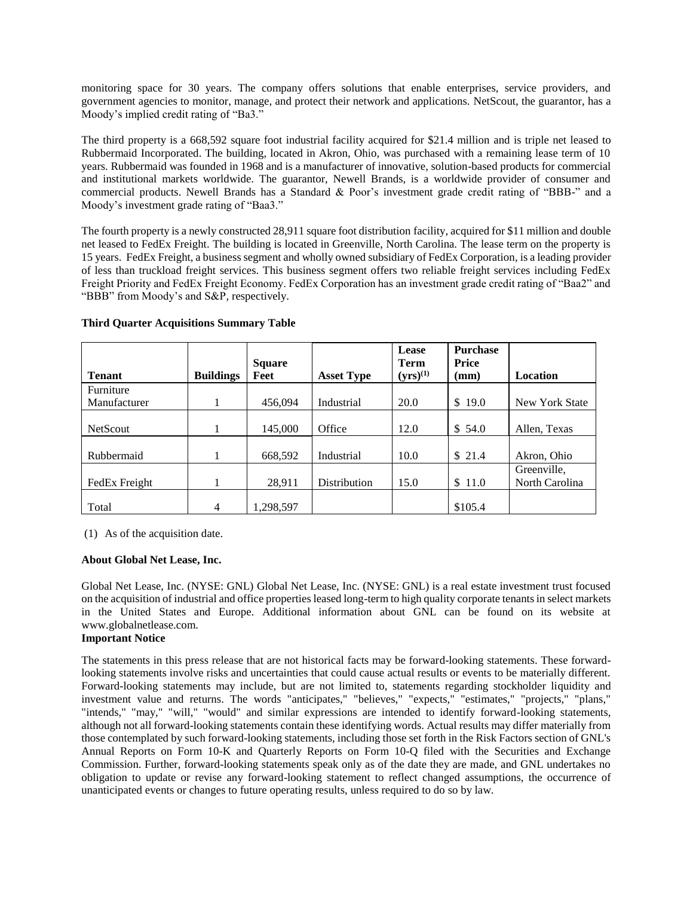monitoring space for 30 years. The company offers solutions that enable enterprises, service providers, and government agencies to monitor, manage, and protect their network and applications. NetScout, the guarantor, has a Moody's implied credit rating of "Ba3."

The third property is a 668,592 square foot industrial facility acquired for $21.4 million and is triple net leased to Rubbermaid Incorporated. The building, located in Akron, Ohio, was purchased with a remaining lease term of 10 years. Rubbermaid was founded in 1968 and is a manufacturer of innovative, solution-based products for commercial and institutional markets worldwide. The guarantor, Newell Brands, is a worldwide provider of consumer and commercial products. Newell Brands has a Standard & Poor's investment grade credit rating of "BBB-" and a Moody's investment grade rating of "Baa3."

The fourth property is a newly constructed 28,911 square foot distribution facility, acquired for $11 million and double net leased to FedEx Freight. The building is located in Greenville, North Carolina. The lease term on the property is 15 years. FedEx Freight, a business segment and wholly owned subsidiary of FedEx Corporation, is a leading provider of less than truckload freight services. This business segment offers two reliable freight services including FedEx Freight Priority and FedEx Freight Economy. FedEx Corporation has an investment grade credit rating of "Baa2" and "BBB" from Moody's and S&P, respectively.

**Third Quarter Acquisitions Summary Table**

| Tenant | Buildings | Square Feet | Asset Type | Lease Term (yrs)(1) | Purchase Price (mm) | Location |
|---|---|---|---|---|---|---|
| Furniture Manufacturer | 1 | 456,094 | Industrial | 20.0 | $ 19.0 | New York State |
| NetScout | 1 | 145,000 | Office | 12.0 | $ 54.0 | Allen, Texas |
| Rubbermaid | 1 | 668,592 | Industrial | 10.0 | $ 21.4 | Akron, Ohio |
| FedEx Freight | 1 | 28,911 | Distribution | 15.0 | $ 11.0 | Greenville, North Carolina |
| Total | 4 | 1,298,597 | | | $105.4 | |

(1) As of the acquisition date.

**About Global Net Lease, Inc.**

Global Net Lease, Inc. (NYSE: GNL) Global Net Lease, Inc. (NYSE: GNL) is a real estate investment trust focused on the acquisition of industrial and office properties leased long-term to high quality corporate tenants in select markets in the United States and Europe. Additional information about GNL can be found on its website at www.globalnetlease.com.

**Important Notice**

The statements in this press release that are not historical facts may be forward-looking statements. These forward-looking statements involve risks and uncertainties that could cause actual results or events to be materially different. Forward-looking statements may include, but are not limited to, statements regarding stockholder liquidity and investment value and returns. The words "anticipates," "believes," "expects," "estimates," "projects," "plans," "intends," "may," "will," "would" and similar expressions are intended to identify forward-looking statements, although not all forward-looking statements contain these identifying words. Actual results may differ materially from those contemplated by such forward-looking statements, including those set forth in the Risk Factors section of GNL's Annual Reports on Form 10-K and Quarterly Reports on Form 10-Q filed with the Securities and Exchange Commission. Further, forward-looking statements speak only as of the date they are made, and GNL undertakes no obligation to update or revise any forward-looking statement to reflect changed assumptions, the occurrence of unanticipated events or changes to future operating results, unless required to do so by law.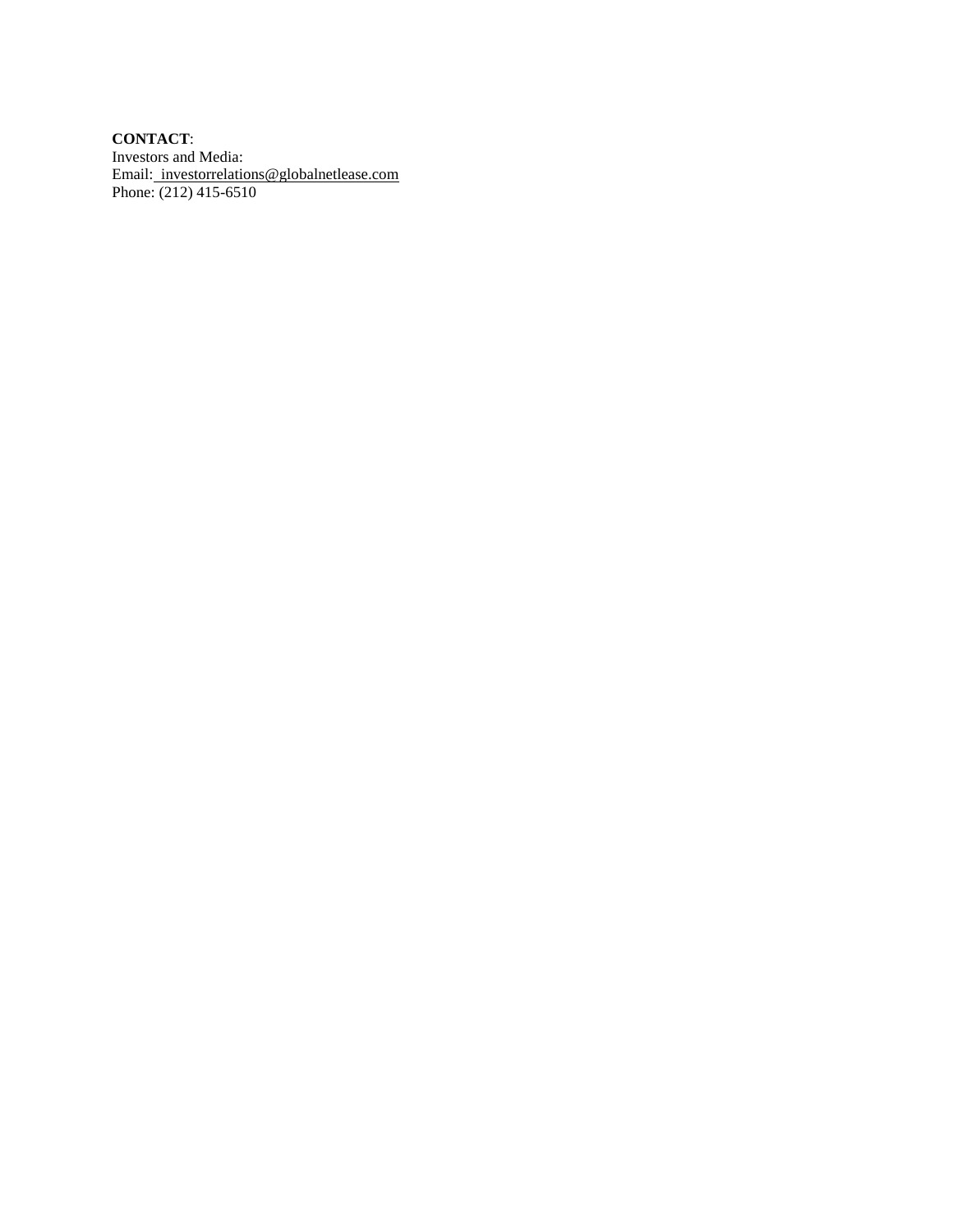**CONTACT**:
Investors and Media:
Email: investorrelations@globalnetlease.com
Phone: (212) 415-6510